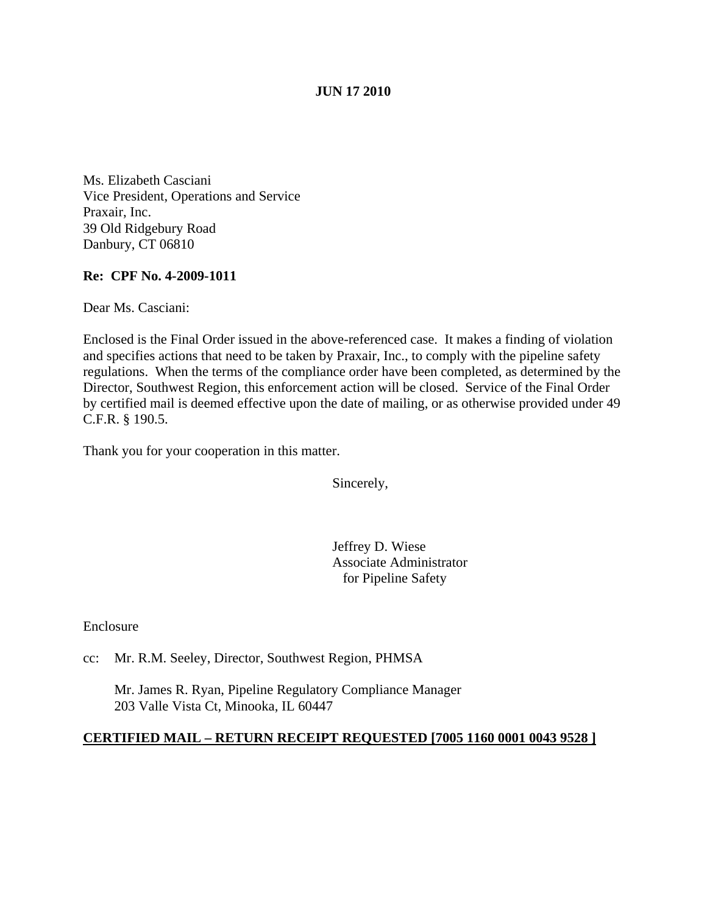**JUN 17 2010**

Ms. Elizabeth Casciani
Vice President, Operations and Service
Praxair, Inc.
39 Old Ridgebury Road
Danbury, CT 06810

**Re: CPF No. 4-2009-1011**

Dear Ms. Casciani:

Enclosed is the Final Order issued in the above-referenced case. It makes a finding of violation and specifies actions that need to be taken by Praxair, Inc., to comply with the pipeline safety regulations. When the terms of the compliance order have been completed, as determined by the Director, Southwest Region, this enforcement action will be closed. Service of the Final Order by certified mail is deemed effective upon the date of mailing, or as otherwise provided under 49 C.F.R. § 190.5.

Thank you for your cooperation in this matter.

Sincerely,

Jeffrey D. Wiese
Associate Administrator
for Pipeline Safety

Enclosure

cc: Mr. R.M. Seeley, Director, Southwest Region, PHMSA

Mr. James R. Ryan, Pipeline Regulatory Compliance Manager
203 Valle Vista Ct, Minooka, IL 60447

**CERTIFIED MAIL – RETURN RECEIPT REQUESTED [7005 1160 0001 0043 9528 ]**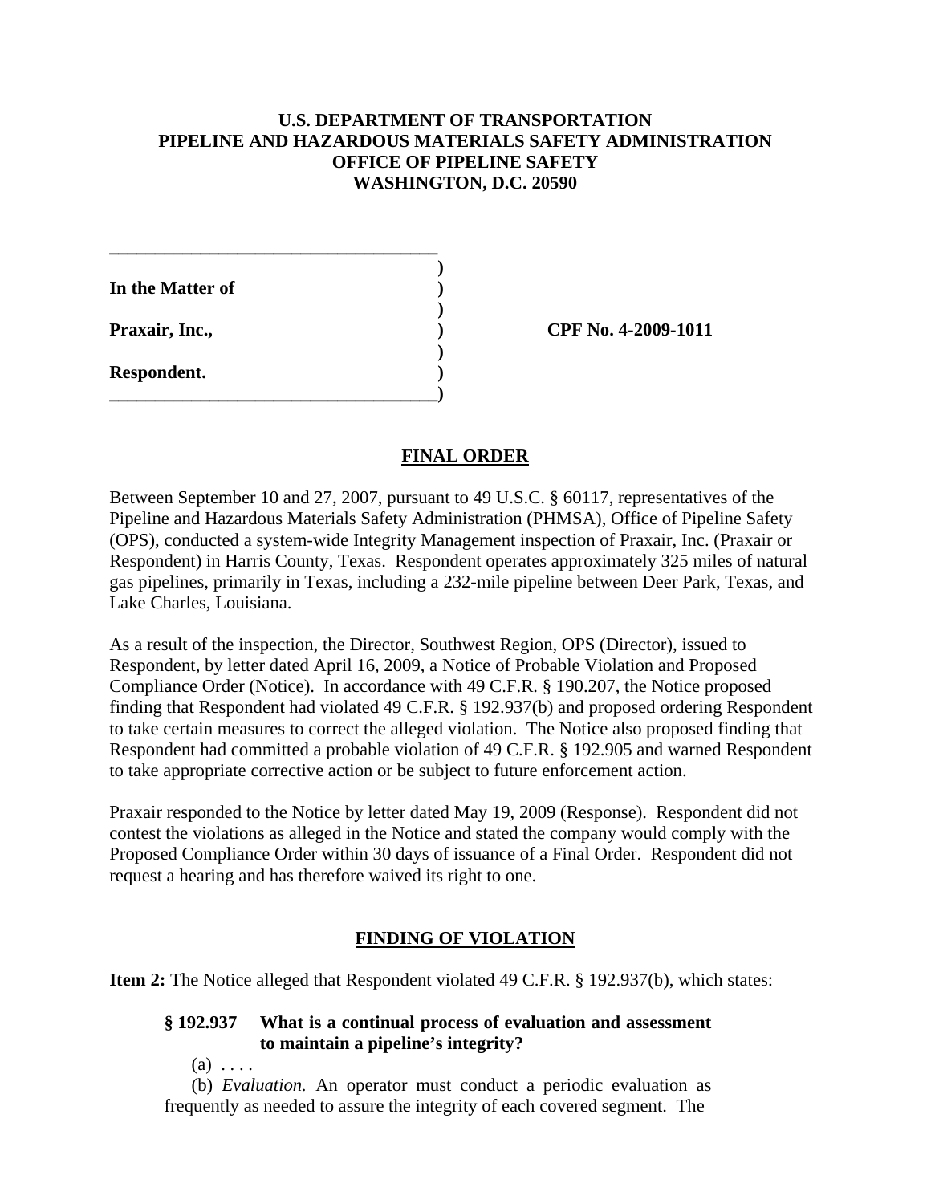**U.S. DEPARTMENT OF TRANSPORTATION**
**PIPELINE AND HAZARDOUS MATERIALS SAFETY ADMINISTRATION**
**OFFICE OF PIPELINE SAFETY**
**WASHINGTON, D.C. 20590**

| | | |
|---|---|---|
| **In the Matter of** | ) | |
| **Praxair, Inc.,** | ) | **CPF No. 4-2009-1011** |
| **Respondent.** | ) | |

## FINAL ORDER

Between September 10 and 27, 2007, pursuant to 49 U.S.C. § 60117, representatives of the Pipeline and Hazardous Materials Safety Administration (PHMSA), Office of Pipeline Safety (OPS), conducted a system-wide Integrity Management inspection of Praxair, Inc. (Praxair or Respondent) in Harris County, Texas. Respondent operates approximately 325 miles of natural gas pipelines, primarily in Texas, including a 232-mile pipeline between Deer Park, Texas, and Lake Charles, Louisiana.

As a result of the inspection, the Director, Southwest Region, OPS (Director), issued to Respondent, by letter dated April 16, 2009, a Notice of Probable Violation and Proposed Compliance Order (Notice). In accordance with 49 C.F.R. § 190.207, the Notice proposed finding that Respondent had violated 49 C.F.R. § 192.937(b) and proposed ordering Respondent to take certain measures to correct the alleged violation. The Notice also proposed finding that Respondent had committed a probable violation of 49 C.F.R. § 192.905 and warned Respondent to take appropriate corrective action or be subject to future enforcement action.

Praxair responded to the Notice by letter dated May 19, 2009 (Response). Respondent did not contest the violations as alleged in the Notice and stated the company would comply with the Proposed Compliance Order within 30 days of issuance of a Final Order. Respondent did not request a hearing and has therefore waived its right to one.

## FINDING OF VIOLATION

**Item 2:** The Notice alleged that Respondent violated 49 C.F.R. § 192.937(b), which states:

> **§ 192.937 What is a continual process of evaluation and assessment to maintain a pipeline's integrity?**
>
> (a) . . . .
>
> (b) *Evaluation.* An operator must conduct a periodic evaluation as frequently as needed to assure the integrity of each covered segment. The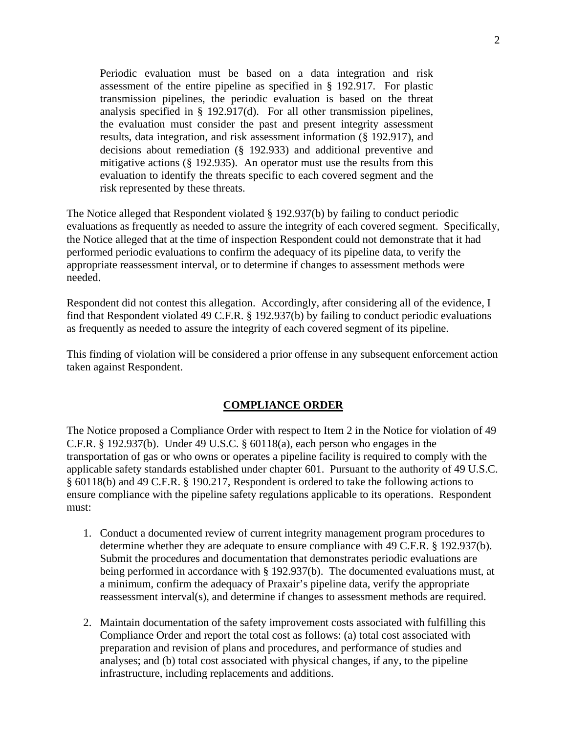> Periodic evaluation must be based on a data integration and risk assessment of the entire pipeline as specified in § 192.917. For plastic transmission pipelines, the periodic evaluation is based on the threat analysis specified in § 192.917(d). For all other transmission pipelines, the evaluation must consider the past and present integrity assessment results, data integration, and risk assessment information (§ 192.917), and decisions about remediation (§ 192.933) and additional preventive and mitigative actions (§ 192.935). An operator must use the results from this evaluation to identify the threats specific to each covered segment and the risk represented by these threats.

The Notice alleged that Respondent violated § 192.937(b) by failing to conduct periodic evaluations as frequently as needed to assure the integrity of each covered segment. Specifically, the Notice alleged that at the time of inspection Respondent could not demonstrate that it had performed periodic evaluations to confirm the adequacy of its pipeline data, to verify the appropriate reassessment interval, or to determine if changes to assessment methods were needed.

Respondent did not contest this allegation. Accordingly, after considering all of the evidence, I find that Respondent violated 49 C.F.R. § 192.937(b) by failing to conduct periodic evaluations as frequently as needed to assure the integrity of each covered segment of its pipeline.

This finding of violation will be considered a prior offense in any subsequent enforcement action taken against Respondent.

## COMPLIANCE ORDER

The Notice proposed a Compliance Order with respect to Item 2 in the Notice for violation of 49 C.F.R. § 192.937(b). Under 49 U.S.C. § 60118(a), each person who engages in the transportation of gas or who owns or operates a pipeline facility is required to comply with the applicable safety standards established under chapter 601. Pursuant to the authority of 49 U.S.C. § 60118(b) and 49 C.F.R. § 190.217, Respondent is ordered to take the following actions to ensure compliance with the pipeline safety regulations applicable to its operations. Respondent must:

1. Conduct a documented review of current integrity management program procedures to determine whether they are adequate to ensure compliance with 49 C.F.R. § 192.937(b). Submit the procedures and documentation that demonstrates periodic evaluations are being performed in accordance with § 192.937(b). The documented evaluations must, at a minimum, confirm the adequacy of Praxair's pipeline data, verify the appropriate reassessment interval(s), and determine if changes to assessment methods are required.

2. Maintain documentation of the safety improvement costs associated with fulfilling this Compliance Order and report the total cost as follows: (a) total cost associated with preparation and revision of plans and procedures, and performance of studies and analyses; and (b) total cost associated with physical changes, if any, to the pipeline infrastructure, including replacements and additions.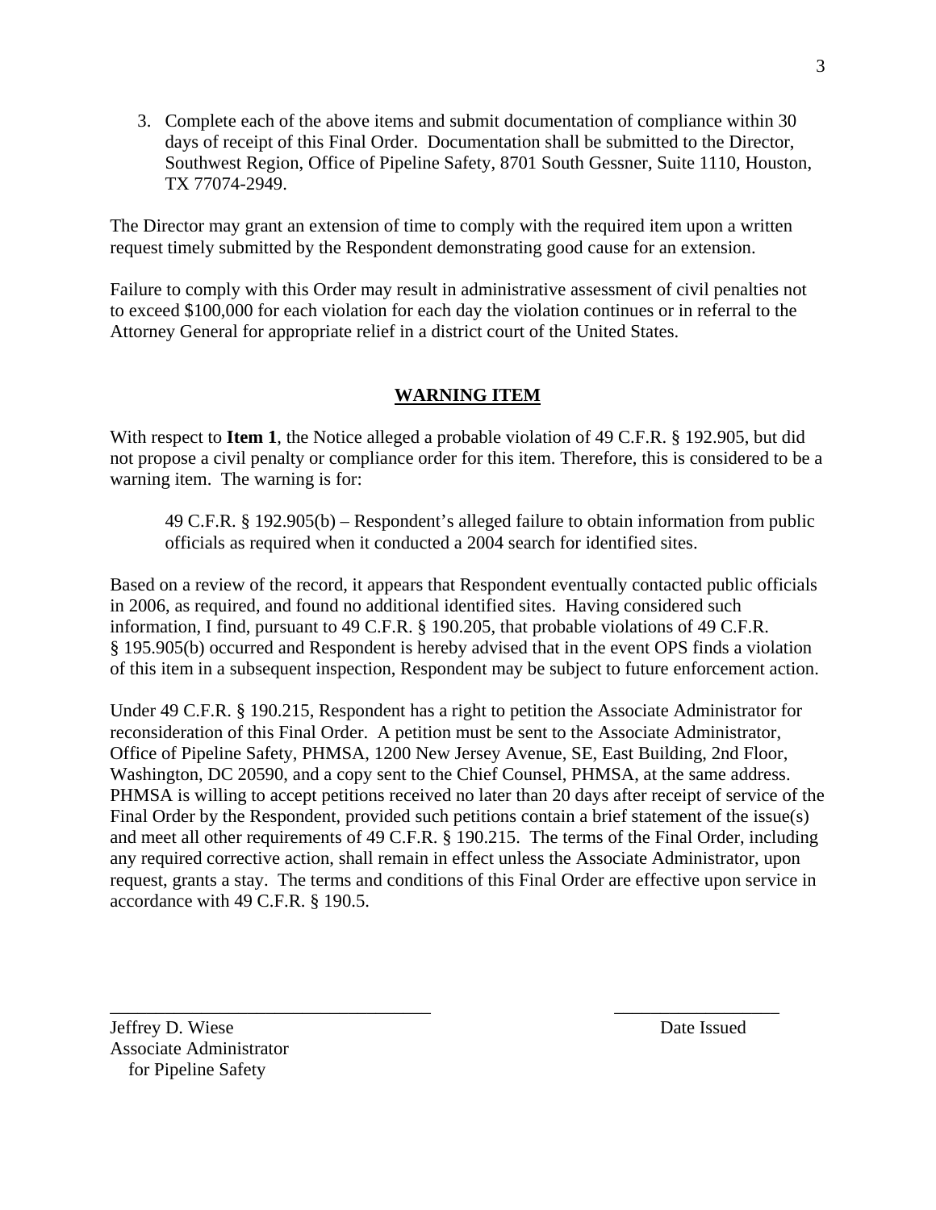3. Complete each of the above items and submit documentation of compliance within 30 days of receipt of this Final Order. Documentation shall be submitted to the Director, Southwest Region, Office of Pipeline Safety, 8701 South Gessner, Suite 1110, Houston, TX 77074-2949.

The Director may grant an extension of time to comply with the required item upon a written request timely submitted by the Respondent demonstrating good cause for an extension.

Failure to comply with this Order may result in administrative assessment of civil penalties not to exceed $100,000 for each violation for each day the violation continues or in referral to the Attorney General for appropriate relief in a district court of the United States.

## WARNING ITEM

With respect to **Item 1**, the Notice alleged a probable violation of 49 C.F.R. § 192.905, but did not propose a civil penalty or compliance order for this item. Therefore, this is considered to be a warning item. The warning is for:

> 49 C.F.R. § 192.905(b) – Respondent's alleged failure to obtain information from public officials as required when it conducted a 2004 search for identified sites.

Based on a review of the record, it appears that Respondent eventually contacted public officials in 2006, as required, and found no additional identified sites. Having considered such information, I find, pursuant to 49 C.F.R. § 190.205, that probable violations of 49 C.F.R. § 195.905(b) occurred and Respondent is hereby advised that in the event OPS finds a violation of this item in a subsequent inspection, Respondent may be subject to future enforcement action.

Under 49 C.F.R. § 190.215, Respondent has a right to petition the Associate Administrator for reconsideration of this Final Order. A petition must be sent to the Associate Administrator, Office of Pipeline Safety, PHMSA, 1200 New Jersey Avenue, SE, East Building, 2nd Floor, Washington, DC 20590, and a copy sent to the Chief Counsel, PHMSA, at the same address. PHMSA is willing to accept petitions received no later than 20 days after receipt of service of the Final Order by the Respondent, provided such petitions contain a brief statement of the issue(s) and meet all other requirements of 49 C.F.R. § 190.215. The terms of the Final Order, including any required corrective action, shall remain in effect unless the Associate Administrator, upon request, grants a stay. The terms and conditions of this Final Order are effective upon service in accordance with 49 C.F.R. § 190.5.

\_\_\_\_\_\_\_\_\_\_\_\_\_\_\_\_\_\_\_\_\_\_\_\_\_\_\_\_\_\_\_\_\_\_\_ \_\_\_\_\_\_\_\_\_\_\_\_\_\_\_\_\_\_

Jeffrey D. Wiese
Associate Administrator
for Pipeline Safety

Date Issued